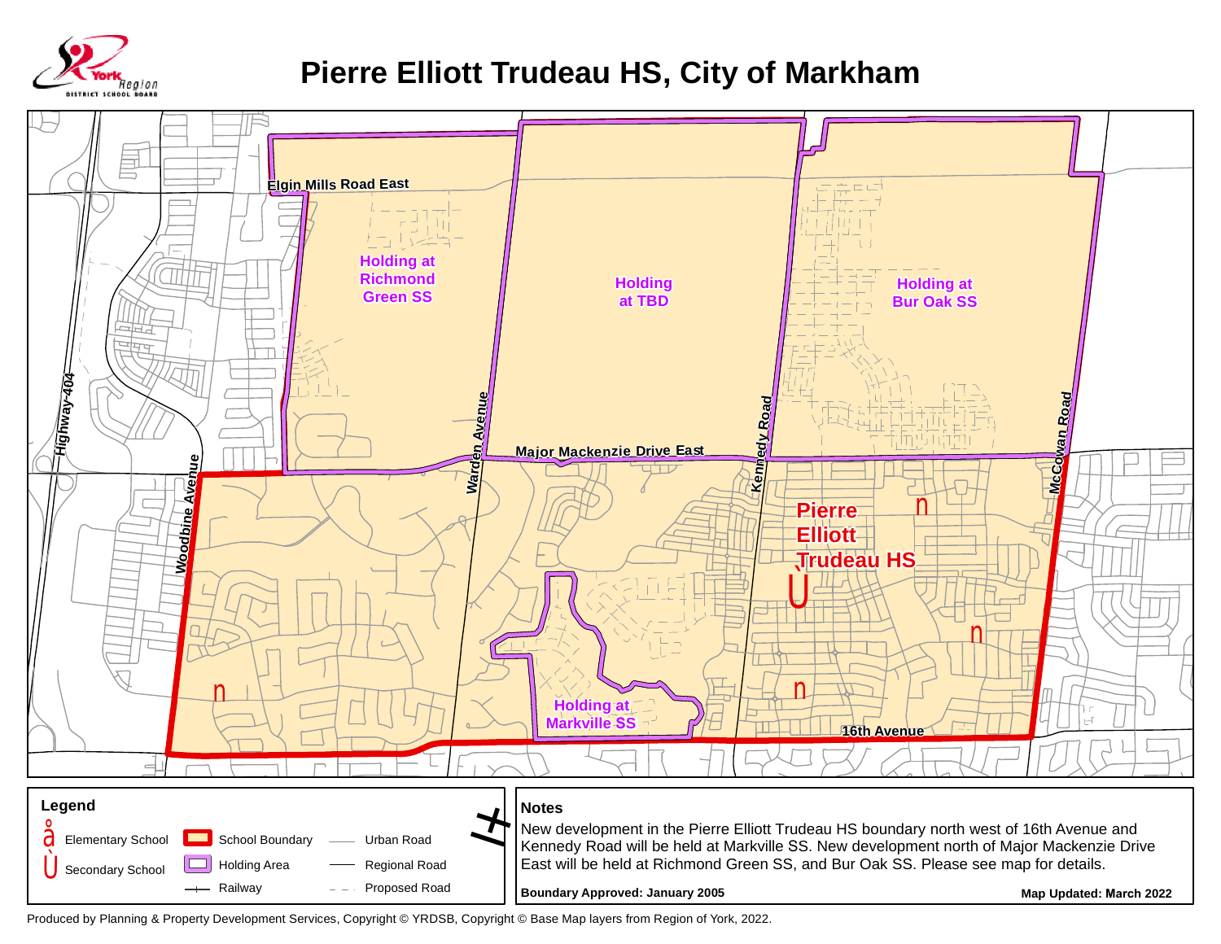# Pierre Elliott Trudeau HS, City of Markham

Elgin Mills Road East

Holding at Richmond Green SS

Holding at TBD

Holding at Bur Oak SS

Highway 404

Woodbine Avenue

Warden Avenue

Major Mackenzie Drive East

Kennedy Road

McCowan Road

Pierre Elliott Trudeau HS

Holding at Markville SS

16th Avenue

## Legend

- Elementary School
- Secondary School
- School Boundary
- Holding Area
- Railway
- Urban Road
- Regional Road
- Proposed Road

## Notes

New development in the Pierre Elliott Trudeau HS boundary north west of 16th Avenue and Kennedy Road will be held at Markville SS. New development north of Major Mackenzie Drive East will be held at Richmond Green SS, and Bur Oak SS. Please see map for details.

**Boundary Approved: January 2005**

**Map Updated: March 2022**

Produced by Planning & Property Development Services, Copyright © YRDSB, Copyright © Base Map layers from Region of York, 2022.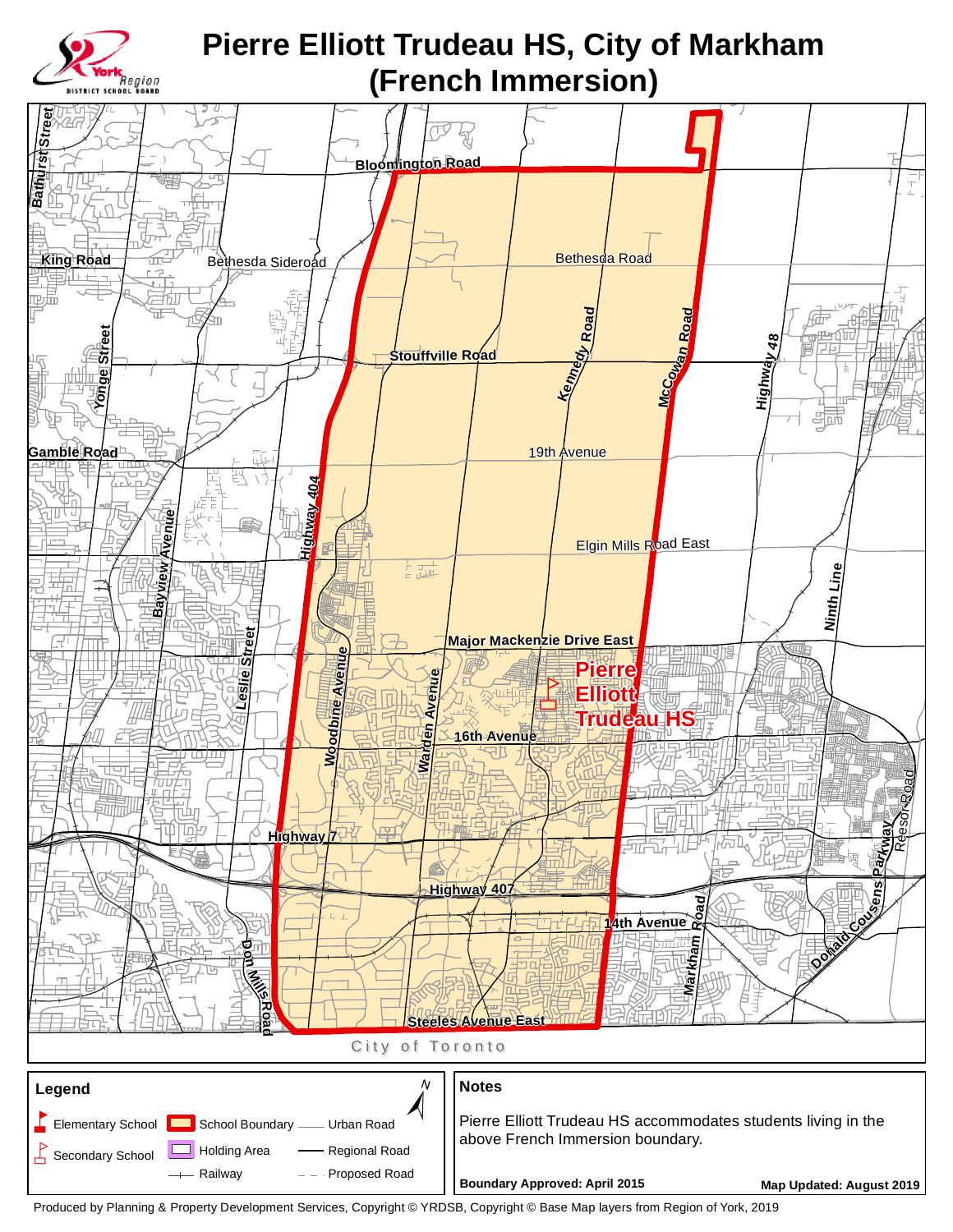# Pierre Elliott Trudeau HS, City of Markham (French Immersion)

Bloomington Road
King Road
Bethesda Sideroad
Bethesda Road
Stouffville Road
Kennedy Road
McCowan Road
Highway 48
Yonge Street
Bathurst Street
Gamble Road
19th Avenue
Highway 404
Bayview Avenue
Elgin Mills Road East
Ninth Line
Leslie Street
Major Mackenzie Drive East
Woodbine Avenue
Warden Avenue
16th Avenue
Pierre Elliott Trudeau HS
Highway 7
Highway 407
14th Avenue
Markham Road
Don Mills Road
Steeles Avenue East
Donald Cousens Parkway
Reesor Road
City of Toronto

## Legend

- Elementary School
- Secondary School
- School Boundary
- Holding Area
- Railway
- Urban Road
- Regional Road
- Proposed Road

## Notes

Pierre Elliott Trudeau HS accommodates students living in the above French Immersion boundary.

**Boundary Approved: April 2015**

**Map Updated: August 2019**

Produced by Planning & Property Development Services, Copyright © YRDSB, Copyright © Base Map layers from Region of York, 2019